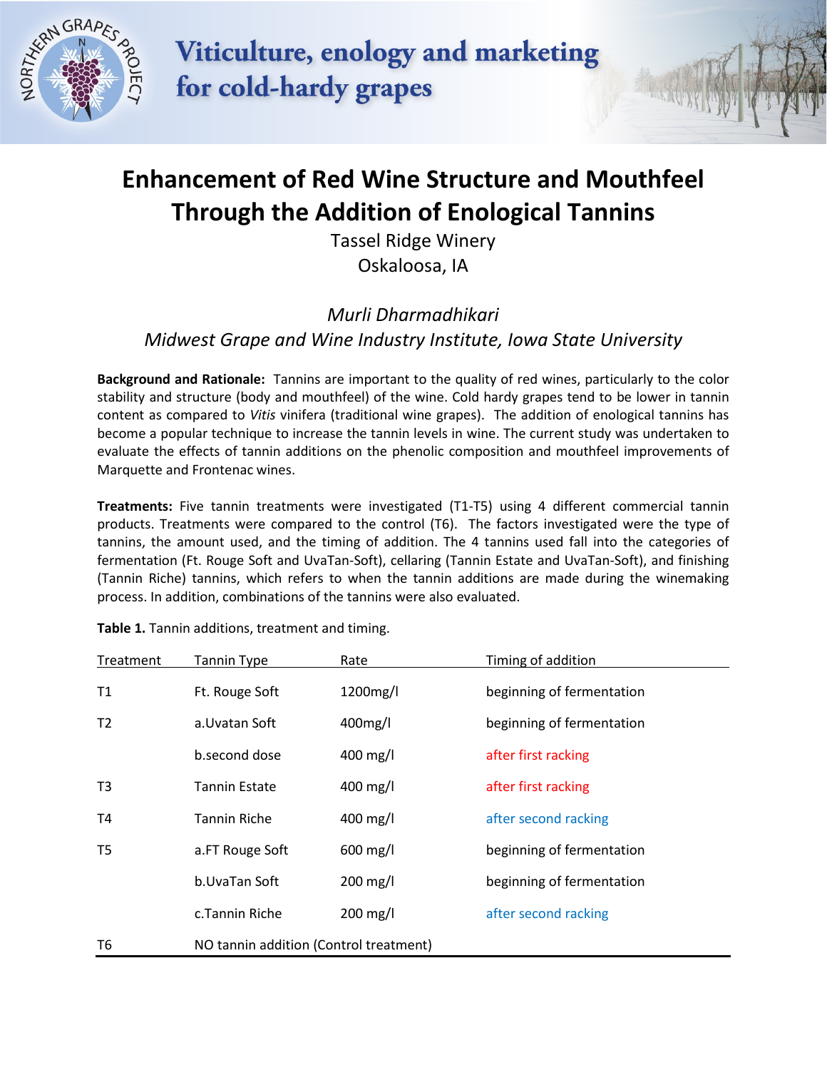# Enhancement of Red Wine Structure and Mouthfeel Through the Addition of Enological Tannins

Tassel Ridge Winery
Oskaloosa, IA

*Murli Dharmadhikari*
*Midwest Grape and Wine Industry Institute, Iowa State University*

**Background and Rationale:** Tannins are important to the quality of red wines, particularly to the color stability and structure (body and mouthfeel) of the wine. Cold hardy grapes tend to be lower in tannin content as compared to *Vitis* vinifera (traditional wine grapes). The addition of enological tannins has become a popular technique to increase the tannin levels in wine. The current study was undertaken to evaluate the effects of tannin additions on the phenolic composition and mouthfeel improvements of Marquette and Frontenac wines.

**Treatments:** Five tannin treatments were investigated (T1-T5) using 4 different commercial tannin products. Treatments were compared to the control (T6). The factors investigated were the type of tannins, the amount used, and the timing of addition. The 4 tannins used fall into the categories of fermentation (Ft. Rouge Soft and UvaTan-Soft), cellaring (Tannin Estate and UvaTan-Soft), and finishing (Tannin Riche) tannins, which refers to when the tannin additions are made during the winemaking process. In addition, combinations of the tannins were also evaluated.

**Table 1.** Tannin additions, treatment and timing.

| Treatment | Tannin Type | Rate | Timing of addition |
|---|---|---|---|
| T1 | Ft. Rouge Soft | 1200mg/l | beginning of fermentation |
| T2 | a.Uvatan Soft | 400mg/l | beginning of fermentation |
| | b.second dose | 400 mg/l | after first racking |
| T3 | Tannin Estate | 400 mg/l | after first racking |
| T4 | Tannin Riche | 400 mg/l | after second racking |
| T5 | a.FT Rouge Soft | 600 mg/l | beginning of fermentation |
| | b.UvaTan Soft | 200 mg/l | beginning of fermentation |
| | c.Tannin Riche | 200 mg/l | after second racking |
| T6 | NO tannin addition (Control treatment) | | |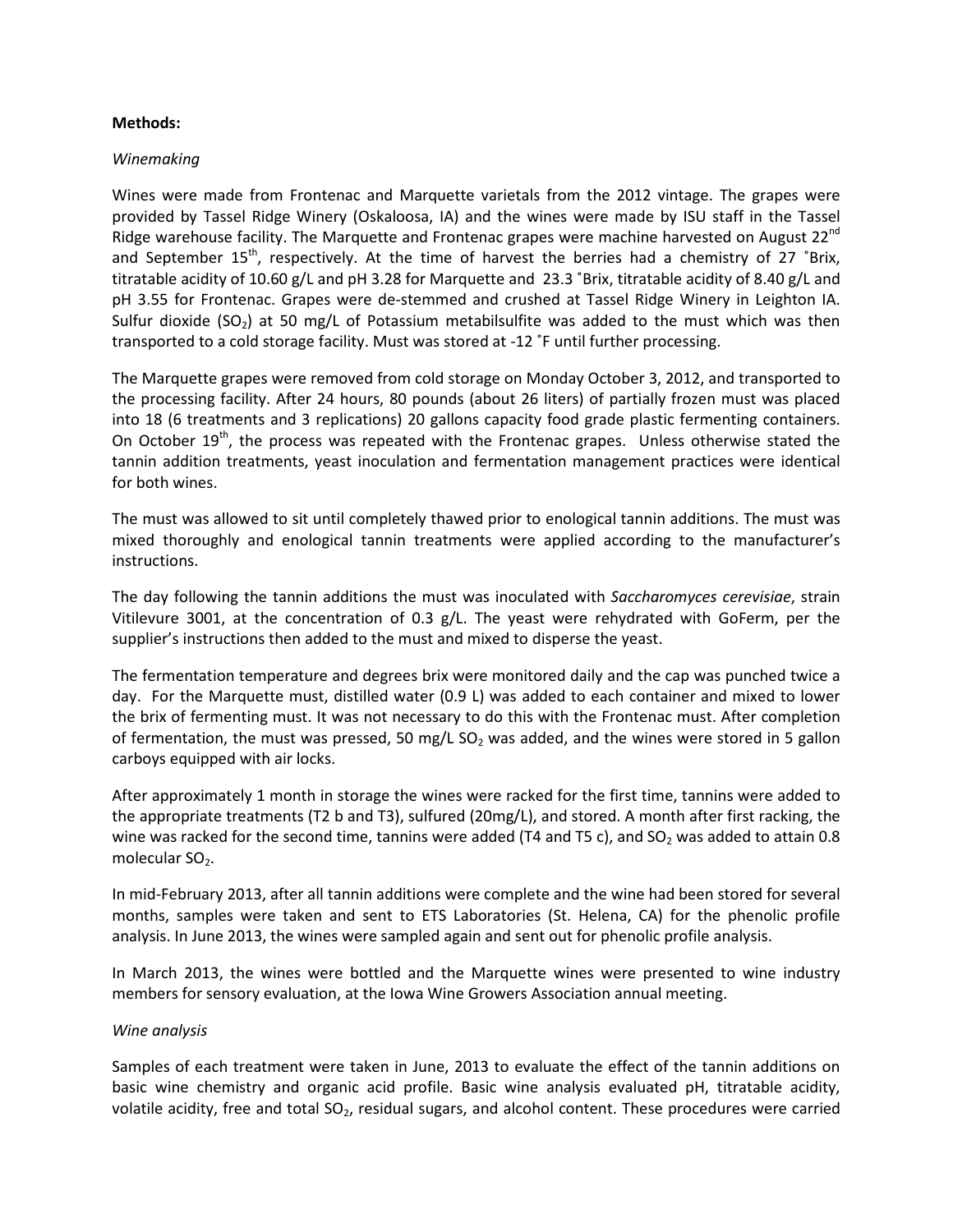**Methods:**

*Winemaking*

Wines were made from Frontenac and Marquette varietals from the 2012 vintage. The grapes were provided by Tassel Ridge Winery (Oskaloosa, IA) and the wines were made by ISU staff in the Tassel Ridge warehouse facility. The Marquette and Frontenac grapes were machine harvested on August 22[nd] and September 15[th], respectively. At the time of harvest the berries had a chemistry of 27 ˚Brix, titratable acidity of 10.60 g/L and pH 3.28 for Marquette and 23.3 ˚Brix, titratable acidity of 8.40 g/L and pH 3.55 for Frontenac. Grapes were de-stemmed and crushed at Tassel Ridge Winery in Leighton IA. Sulfur dioxide ($SO_2$) at 50 mg/L of Potassium metabilsulfite was added to the must which was then transported to a cold storage facility. Must was stored at -12 ˚F until further processing.

The Marquette grapes were removed from cold storage on Monday October 3, 2012, and transported to the processing facility. After 24 hours, 80 pounds (about 26 liters) of partially frozen must was placed into 18 (6 treatments and 3 replications) 20 gallons capacity food grade plastic fermenting containers. On October 19[th], the process was repeated with the Frontenac grapes. Unless otherwise stated the tannin addition treatments, yeast inoculation and fermentation management practices were identical for both wines.

The must was allowed to sit until completely thawed prior to enological tannin additions. The must was mixed thoroughly and enological tannin treatments were applied according to the manufacturer's instructions.

The day following the tannin additions the must was inoculated with *Saccharomyces cerevisiae*, strain Vitilevure 3001, at the concentration of 0.3 g/L. The yeast were rehydrated with GoFerm, per the supplier's instructions then added to the must and mixed to disperse the yeast.

The fermentation temperature and degrees brix were monitored daily and the cap was punched twice a day. For the Marquette must, distilled water (0.9 L) was added to each container and mixed to lower the brix of fermenting must. It was not necessary to do this with the Frontenac must. After completion of fermentation, the must was pressed, 50 mg/L $SO_2$ was added, and the wines were stored in 5 gallon carboys equipped with air locks.

After approximately 1 month in storage the wines were racked for the first time, tannins were added to the appropriate treatments (T2 b and T3), sulfured (20mg/L), and stored. A month after first racking, the wine was racked for the second time, tannins were added (T4 and T5 c), and $SO_2$ was added to attain 0.8 molecular $SO_2$.

In mid-February 2013, after all tannin additions were complete and the wine had been stored for several months, samples were taken and sent to ETS Laboratories (St. Helena, CA) for the phenolic profile analysis. In June 2013, the wines were sampled again and sent out for phenolic profile analysis.

In March 2013, the wines were bottled and the Marquette wines were presented to wine industry members for sensory evaluation, at the Iowa Wine Growers Association annual meeting.

*Wine analysis*

Samples of each treatment were taken in June, 2013 to evaluate the effect of the tannin additions on basic wine chemistry and organic acid profile. Basic wine analysis evaluated pH, titratable acidity, volatile acidity, free and total $SO_2$, residual sugars, and alcohol content. These procedures were carried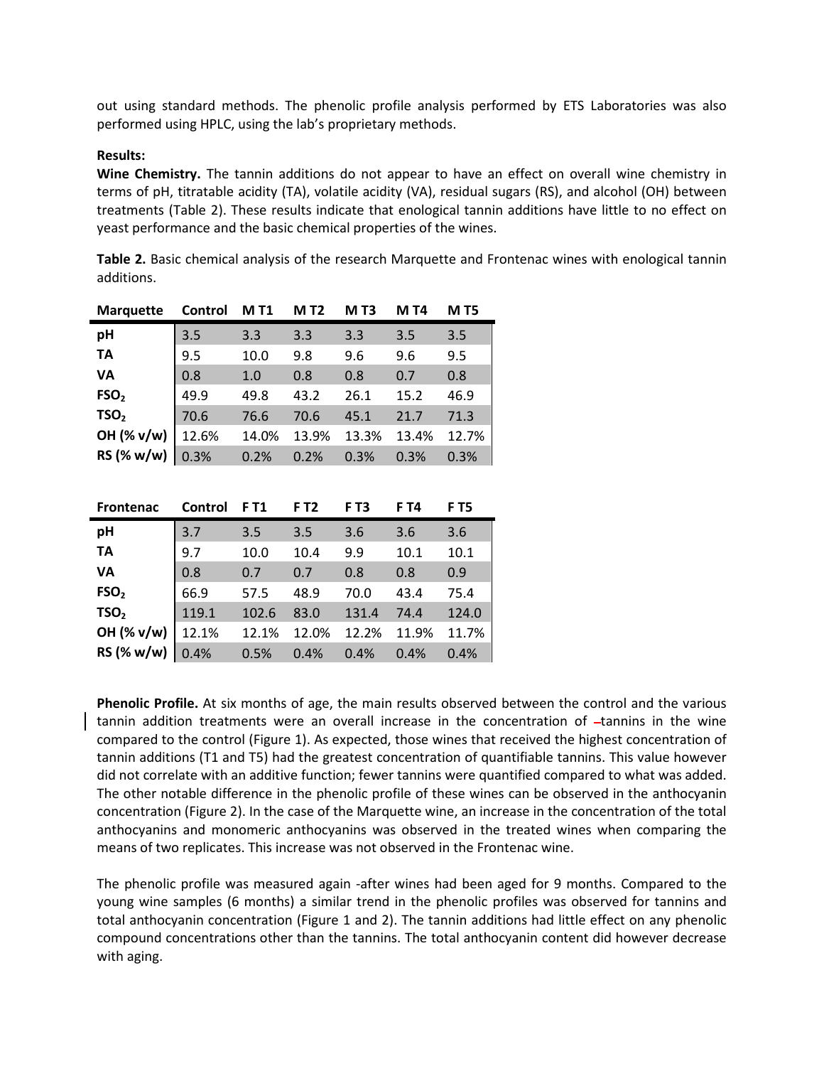out using standard methods. The phenolic profile analysis performed by ETS Laboratories was also performed using HPLC, using the lab's proprietary methods.

**Results:**

**Wine Chemistry.** The tannin additions do not appear to have an effect on overall wine chemistry in terms of pH, titratable acidity (TA), volatile acidity (VA), residual sugars (RS), and alcohol (OH) between treatments (Table 2). These results indicate that enological tannin additions have little to no effect on yeast performance and the basic chemical properties of the wines.

**Table 2.** Basic chemical analysis of the research Marquette and Frontenac wines with enological tannin additions.

| Marquette | Control | M T1 | M T2 | M T3 | M T4 | M T5 |
|---|---|---|---|---|---|---|
| pH | 3.5 | 3.3 | 3.3 | 3.3 | 3.5 | 3.5 |
| TA | 9.5 | 10.0 | 9.8 | 9.6 | 9.6 | 9.5 |
| VA | 0.8 | 1.0 | 0.8 | 0.8 | 0.7 | 0.8 |
| $FSO_2$ | 49.9 | 49.8 | 43.2 | 26.1 | 15.2 | 46.9 |
| $TSO_2$ | 70.6 | 76.6 | 70.6 | 45.1 | 21.7 | 71.3 |
| OH (% v/w) | 12.6% | 14.0% | 13.9% | 13.3% | 13.4% | 12.7% |
| RS (% w/w) | 0.3% | 0.2% | 0.2% | 0.3% | 0.3% | 0.3% |

| Frontenac | Control | F T1 | F T2 | F T3 | F T4 | F T5 |
|---|---|---|---|---|---|---|
| pH | 3.7 | 3.5 | 3.5 | 3.6 | 3.6 | 3.6 |
| TA | 9.7 | 10.0 | 10.4 | 9.9 | 10.1 | 10.1 |
| VA | 0.8 | 0.7 | 0.7 | 0.8 | 0.8 | 0.9 |
| $FSO_2$ | 66.9 | 57.5 | 48.9 | 70.0 | 43.4 | 75.4 |
| $TSO_2$ | 119.1 | 102.6 | 83.0 | 131.4 | 74.4 | 124.0 |
| OH (% v/w) | 12.1% | 12.1% | 12.0% | 12.2% | 11.9% | 11.7% |
| RS (% w/w) | 0.4% | 0.5% | 0.4% | 0.4% | 0.4% | 0.4% |

**Phenolic Profile.** At six months of age, the main results observed between the control and the various tannin addition treatments were an overall increase in the concentration of tannins in the wine compared to the control (Figure 1). As expected, those wines that received the highest concentration of tannin additions (T1 and T5) had the greatest concentration of quantifiable tannins. This value however did not correlate with an additive function; fewer tannins were quantified compared to what was added. The other notable difference in the phenolic profile of these wines can be observed in the anthocyanin concentration (Figure 2). In the case of the Marquette wine, an increase in the concentration of the total anthocyanins and monomeric anthocyanins was observed in the treated wines when comparing the means of two replicates. This increase was not observed in the Frontenac wine.

The phenolic profile was measured again -after wines had been aged for 9 months. Compared to the young wine samples (6 months) a similar trend in the phenolic profiles was observed for tannins and total anthocyanin concentration (Figure 1 and 2). The tannin additions had little effect on any phenolic compound concentrations other than the tannins. The total anthocyanin content did however decrease with aging.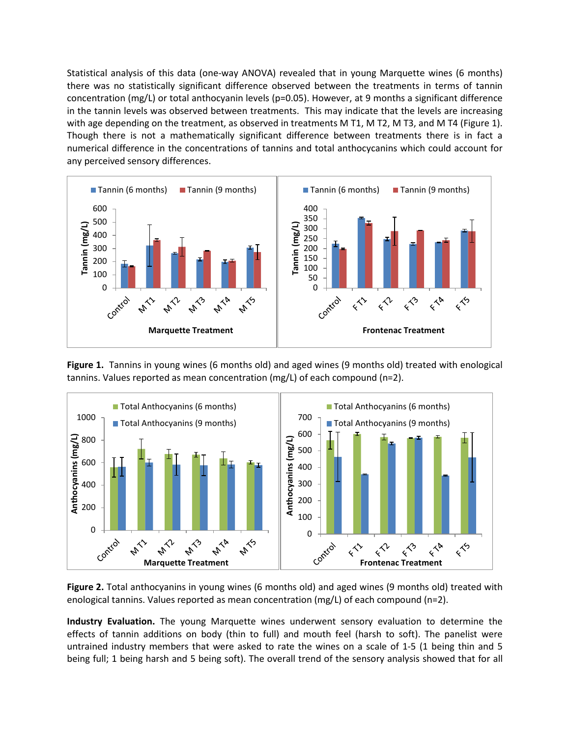Statistical analysis of this data (one-way ANOVA) revealed that in young Marquette wines (6 months) there was no statistically significant difference observed between the treatments in terms of tannin concentration (mg/L) or total anthocyanin levels (p=0.05). However, at 9 months a significant difference in the tannin levels was observed between treatments. This may indicate that the levels are increasing with age depending on the treatment, as observed in treatments M T1, M T2, M T3, and M T4 (Figure 1). Though there is not a mathematically significant difference between treatments there is in fact a numerical difference in the concentrations of tannins and total anthocyanins which could account for any perceived sensory differences.

Tannin (6 months)
Tannin (9 months)
Tannin (mg/L)
600
500
400
300
200
100
0
Control
M T1
M T2
M T3
M T4
M T5
Marquette Treatment

Tannin (6 months)
Tannin (9 months)
Tannin (mg/L)
400
350
300
250
200
150
100
50
0
Control
F T1
F T2
F T3
F T4
F T5
Frontenac Treatment

**Figure 1.** Tannins in young wines (6 months old) and aged wines (9 months old) treated with enological tannins. Values reported as mean concentration (mg/L) of each compound (n=2).

Total Anthocyanins (6 months)
Total Anthocyanins (9 months)
Anthocyanins (mg/L)
1000
800
600
400
200
0
Control
M T1
M T2
M T3
M T4
M T5
Marquette Treatment

Total Anthocyanins (6 months)
Total Anthocyanins (9 months)
Anthocyanins (mg/L)
700
600
500
400
300
200
100
0
Control
F T1
F T2
F T3
F T4
F T5
Frontenac Treatment

**Figure 2.** Total anthocyanins in young wines (6 months old) and aged wines (9 months old) treated with enological tannins. Values reported as mean concentration (mg/L) of each compound (n=2).

**Industry Evaluation.** The young Marquette wines underwent sensory evaluation to determine the effects of tannin additions on body (thin to full) and mouth feel (harsh to soft). The panelist were untrained industry members that were asked to rate the wines on a scale of 1-5 (1 being thin and 5 being full; 1 being harsh and 5 being soft). The overall trend of the sensory analysis showed that for all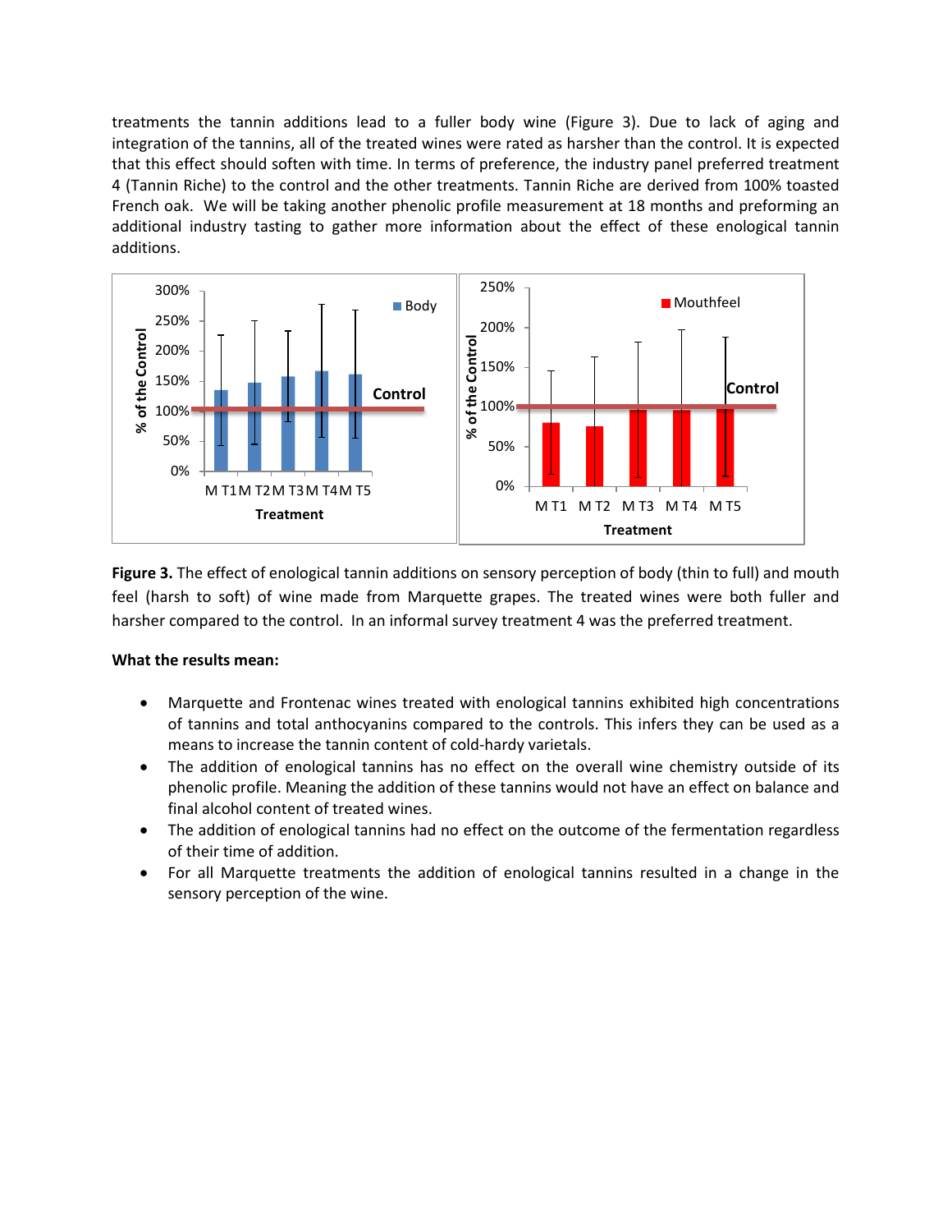treatments the tannin additions lead to a fuller body wine (Figure 3). Due to lack of aging and integration of the tannins, all of the treated wines were rated as harsher than the control. It is expected that this effect should soften with time. In terms of preference, the industry panel preferred treatment 4 (Tannin Riche) to the control and the other treatments. Tannin Riche are derived from 100% toasted French oak. We will be taking another phenolic profile measurement at 18 months and preforming an additional industry tasting to gather more information about the effect of these enological tannin additions.

300%
250%
200%
150%
100%
50%
0%
% of the Control
Body
Control
M T1 M T2 M T3 M T4 M T5
Treatment

250%
200%
150%
100%
50%
0%
% of the Control
Mouthfeel
Control
M T1 M T2 M T3 M T4 M T5
Treatment

**Figure 3.** The effect of enological tannin additions on sensory perception of body (thin to full) and mouth feel (harsh to soft) of wine made from Marquette grapes. The treated wines were both fuller and harsher compared to the control. In an informal survey treatment 4 was the preferred treatment.

**What the results mean:**

- Marquette and Frontenac wines treated with enological tannins exhibited high concentrations of tannins and total anthocyanins compared to the controls. This infers they can be used as a means to increase the tannin content of cold-hardy varietals.
- The addition of enological tannins has no effect on the overall wine chemistry outside of its phenolic profile. Meaning the addition of these tannins would not have an effect on balance and final alcohol content of treated wines.
- The addition of enological tannins had no effect on the outcome of the fermentation regardless of their time of addition.
- For all Marquette treatments the addition of enological tannins resulted in a change in the sensory perception of the wine.